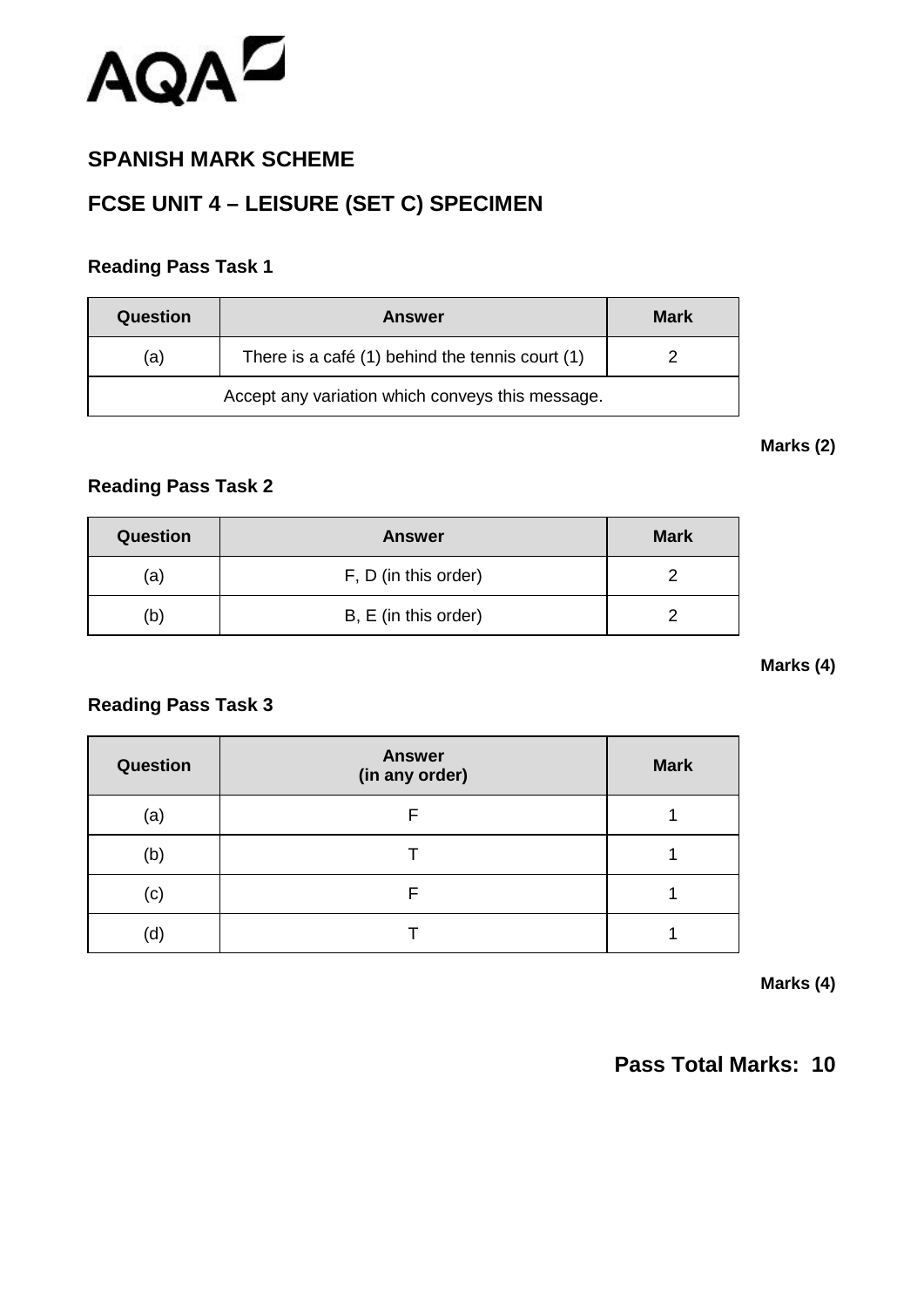AQA

## SPANISH MARK SCHEME

## FCSE UNIT 4 – LEISURE (SET C) SPECIMEN

### Reading Pass Task 1

| Question | Answer | Mark |
|---|---|---|
| (a) | There is a café (1) behind the tennis court (1) | 2 |
| Accept any variation which conveys this message. | | |

**Marks (2)**

### Reading Pass Task 2

| Question | Answer | Mark |
|---|---|---|
| (a) | F, D (in this order) | 2 |
| (b) | B, E (in this order) | 2 |

**Marks (4)**

### Reading Pass Task 3

| Question | Answer (in any order) | Mark |
|---|---|---|
| (a) | F | 1 |
| (b) | T | 1 |
| (c) | F | 1 |
| (d) | T | 1 |

**Marks (4)**

**Pass Total Marks: 10**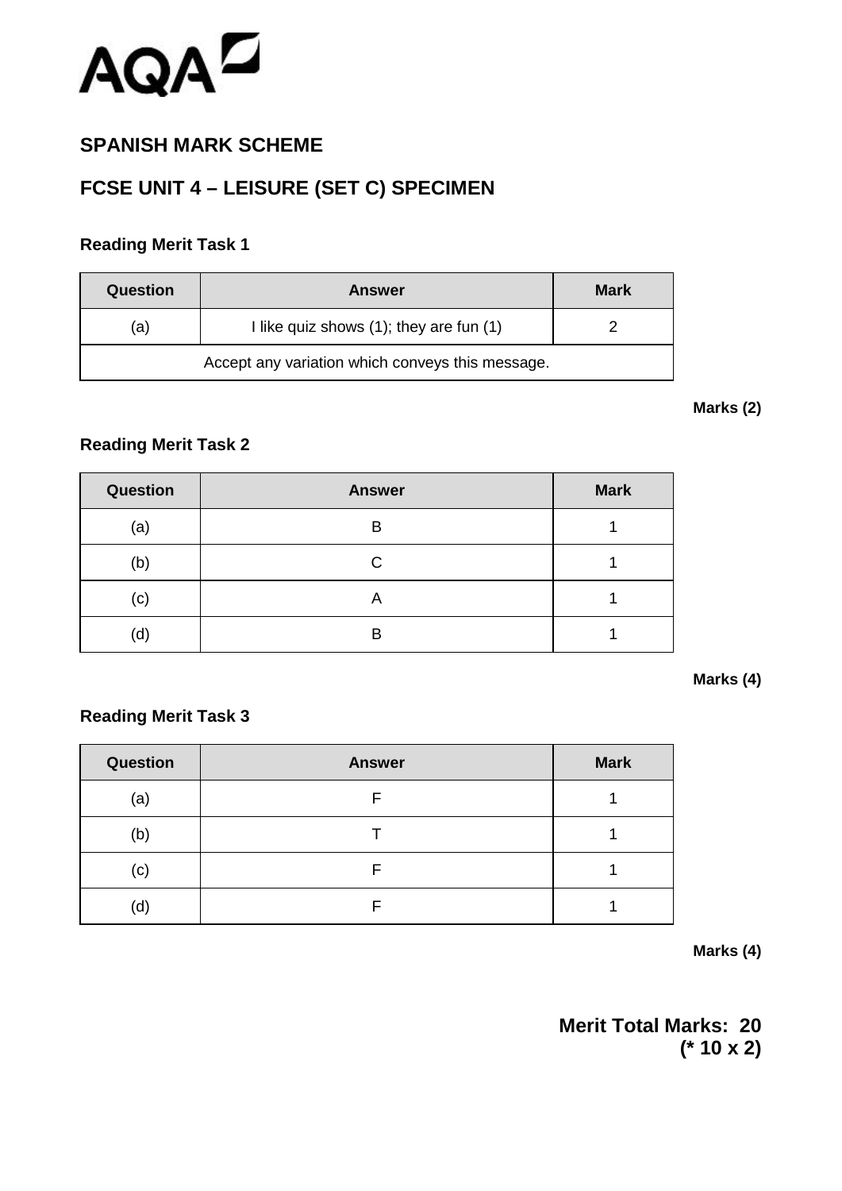AQA

## SPANISH MARK SCHEME

## FCSE UNIT 4 – LEISURE (SET C) SPECIMEN

### Reading Merit Task 1

| Question | Answer | Mark |
| --- | --- | --- |
| (a) | I like quiz shows (1); they are fun (1) | 2 |
| Accept any variation which conveys this message. | | |

**Marks (2)**

### Reading Merit Task 2

| Question | Answer | Mark |
| --- | --- | --- |
| (a) | B | 1 |
| (b) | C | 1 |
| (c) | A | 1 |
| (d) | B | 1 |

**Marks (4)**

### Reading Merit Task 3

| Question | Answer | Mark |
| --- | --- | --- |
| (a) | F | 1 |
| (b) | T | 1 |
| (c) | F | 1 |
| (d) | F | 1 |

**Marks (4)**

**Merit Total Marks: 20**
**(* 10 x 2)**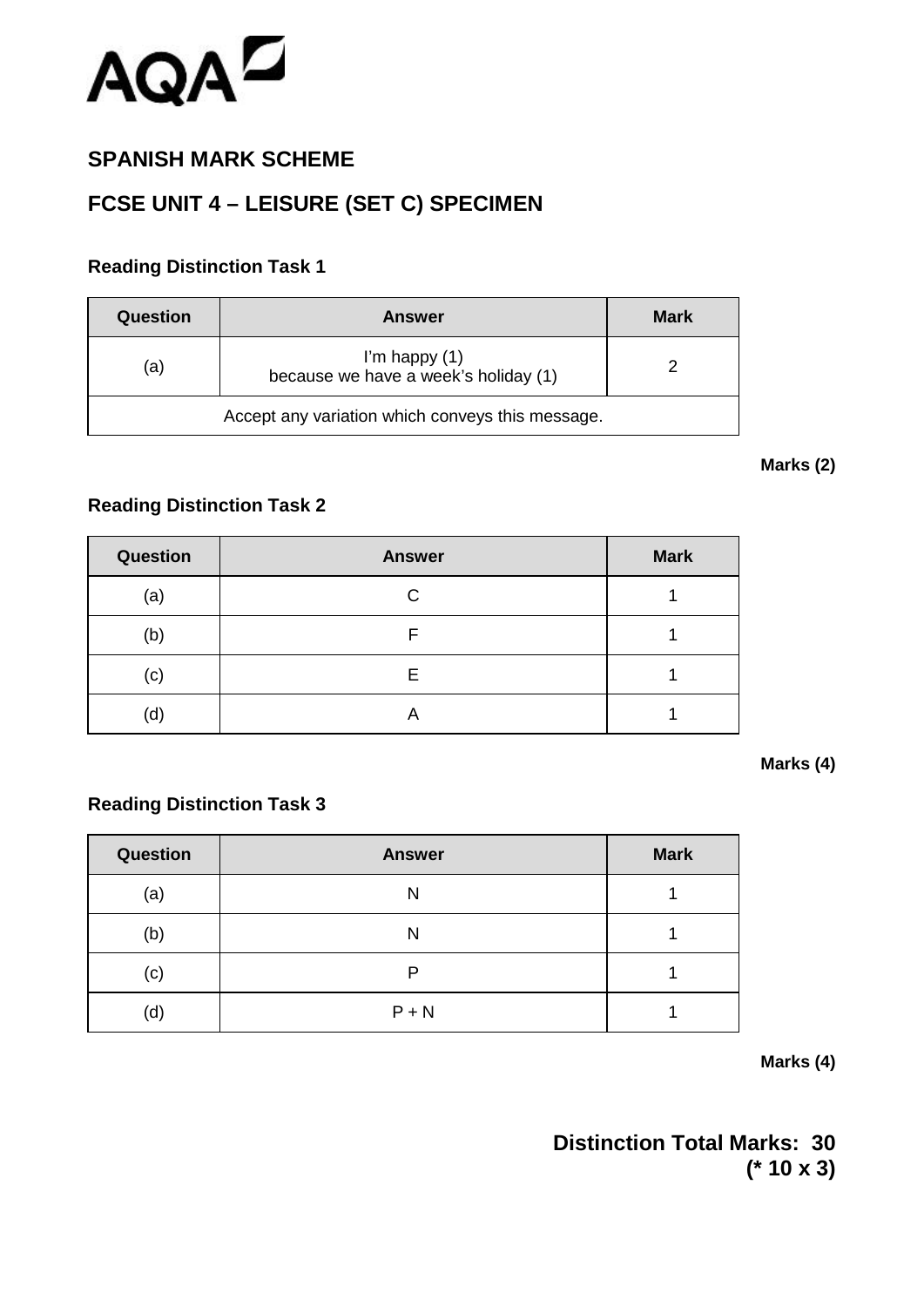AQA

## SPANISH MARK SCHEME

## FCSE UNIT 4 – LEISURE (SET C) SPECIMEN

### Reading Distinction Task 1

| Question | Answer | Mark |
|---|---|---|
| (a) | I'm happy (1)<br>because we have a week's holiday (1) | 2 |
| Accept any variation which conveys this message. | | |

**Marks (2)**

### Reading Distinction Task 2

| Question | Answer | Mark |
|---|---|---|
| (a) | C | 1 |
| (b) | F | 1 |
| (c) | E | 1 |
| (d) | A | 1 |

**Marks (4)**

### Reading Distinction Task 3

| Question | Answer | Mark |
|---|---|---|
| (a) | N | 1 |
| (b) | N | 1 |
| (c) | P | 1 |
| (d) | P + N | 1 |

**Marks (4)**

**Distinction Total Marks: 30**
**(* 10 x 3)**